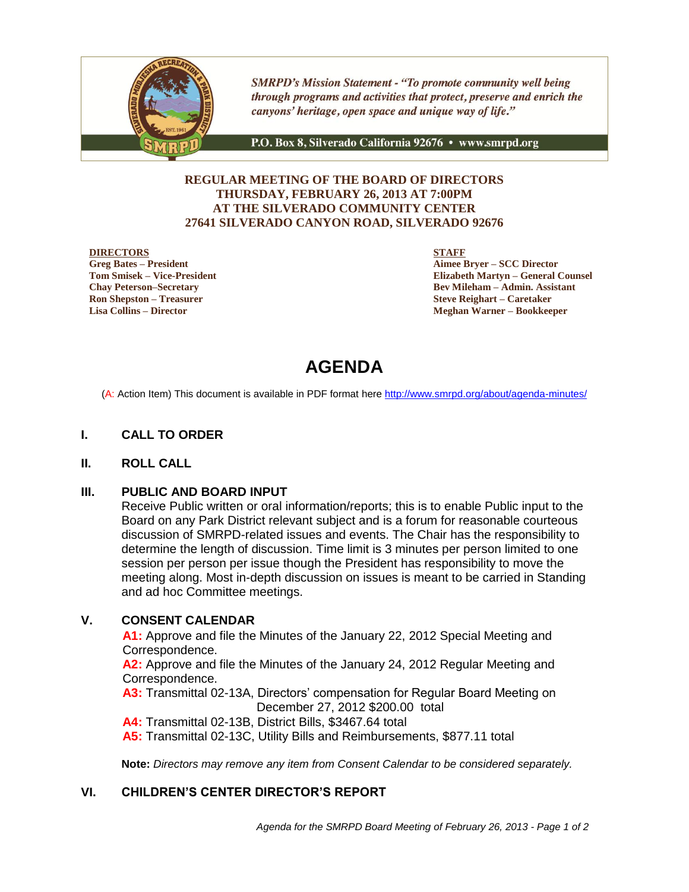SMRPD's Mission Statement - *"To promote community well being through programs and activities that protect, preserve and enrich the canyons' heritage, open space and unique way of life."*

P.O. Box 8, Silverado California 92676 • www.smrpd.org

**REGULAR MEETING OF THE BOARD OF DIRECTORS**
**THURSDAY, FEBRUARY 26, 2013 AT 7:00PM**
**AT THE SILVERADO COMMUNITY CENTER**
**27641 SILVERADO CANYON ROAD, SILVERADO 92676**

**DIRECTORS**
**Greg Bates – President**
**Tom Smisek – Vice-President**
**Chay Peterson–Secretary**
**Ron Shepston – Treasurer**
**Lisa Collins – Director**

**STAFF**
**Aimee Bryer – SCC Director**
**Elizabeth Martyn – General Counsel**
**Bev Mileham – Admin. Assistant**
**Steve Reighart – Caretaker**
**Meghan Warner – Bookkeeper**

# AGENDA

(A: Action Item) This document is available in PDF format here http://www.smrpd.org/about/agenda-minutes/

## I. CALL TO ORDER

## II. ROLL CALL

## III. PUBLIC AND BOARD INPUT

Receive Public written or oral information/reports; this is to enable Public input to the Board on any Park District relevant subject and is a forum for reasonable courteous discussion of SMRPD-related issues and events. The Chair has the responsibility to determine the length of discussion. Time limit is 3 minutes per person limited to one session per person per issue though the President has responsibility to move the meeting along. Most in-depth discussion on issues is meant to be carried in Standing and ad hoc Committee meetings.

## V. CONSENT CALENDAR

**A1:** Approve and file the Minutes of the January 22, 2012 Special Meeting and Correspondence.
**A2:** Approve and file the Minutes of the January 24, 2012 Regular Meeting and Correspondence.
**A3:** Transmittal 02-13A, Directors' compensation for Regular Board Meeting on December 27, 2012 $200.00 total
**A4:** Transmittal 02-13B, District Bills, $3467.64 total
**A5:** Transmittal 02-13C, Utility Bills and Reimbursements, $877.11 total

**Note:** *Directors may remove any item from Consent Calendar to be considered separately.*

## VI. CHILDREN'S CENTER DIRECTOR'S REPORT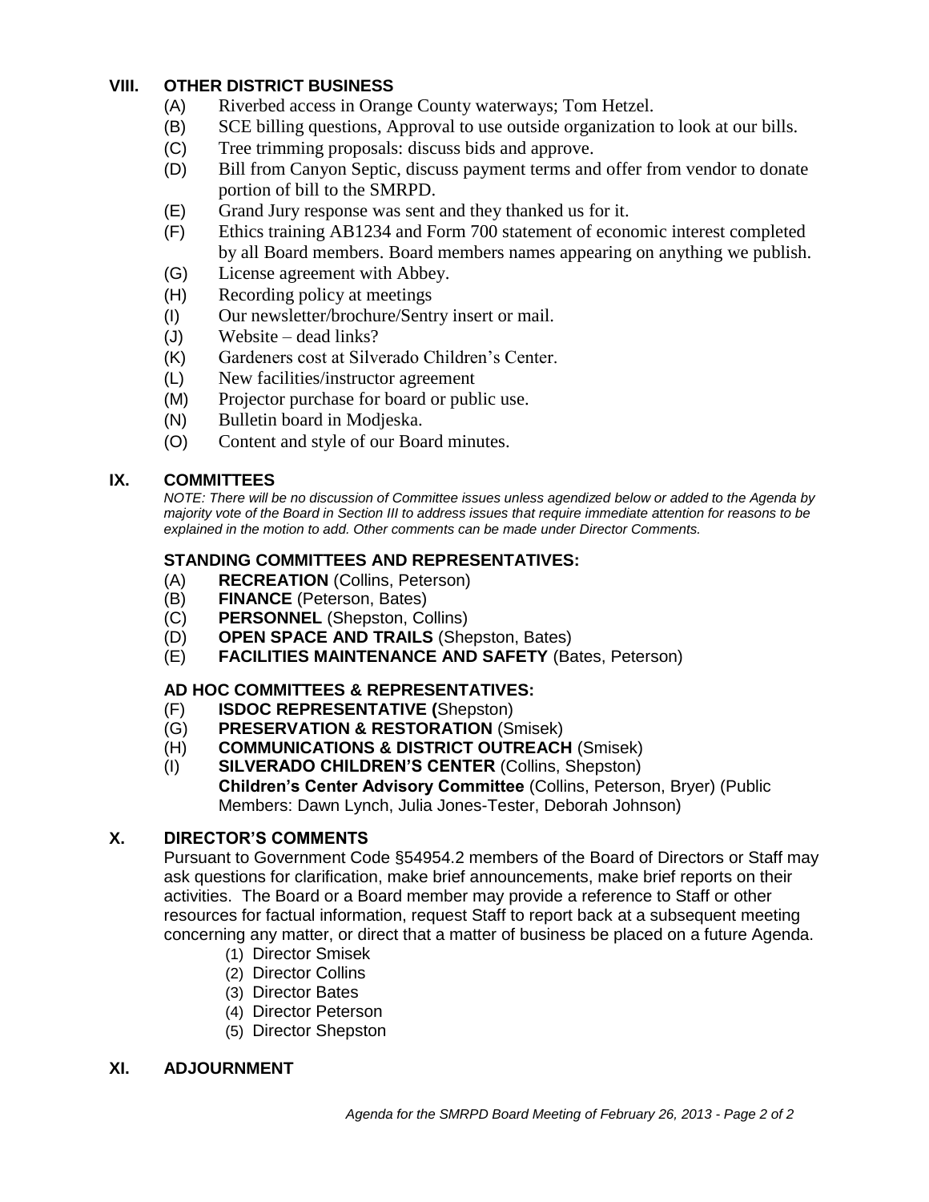## VIII. OTHER DISTRICT BUSINESS

(A) Riverbed access in Orange County waterways; Tom Hetzel.
(B) SCE billing questions, Approval to use outside organization to look at our bills.
(C) Tree trimming proposals: discuss bids and approve.
(D) Bill from Canyon Septic, discuss payment terms and offer from vendor to donate portion of bill to the SMRPD.
(E) Grand Jury response was sent and they thanked us for it.
(F) Ethics training AB1234 and Form 700 statement of economic interest completed by all Board members. Board members names appearing on anything we publish.
(G) License agreement with Abbey.
(H) Recording policy at meetings
(I) Our newsletter/brochure/Sentry insert or mail.
(J) Website – dead links?
(K) Gardeners cost at Silverado Children's Center.
(L) New facilities/instructor agreement
(M) Projector purchase for board or public use.
(N) Bulletin board in Modjeska.
(O) Content and style of our Board minutes.

## IX. COMMITTEES

*NOTE: There will be no discussion of Committee issues unless agendized below or added to the Agenda by majority vote of the Board in Section III to address issues that require immediate attention for reasons to be explained in the motion to add. Other comments can be made under Director Comments.*

### STANDING COMMITTEES AND REPRESENTATIVES:

(A) **RECREATION** (Collins, Peterson)
(B) **FINANCE** (Peterson, Bates)
(C) **PERSONNEL** (Shepston, Collins)
(D) **OPEN SPACE AND TRAILS** (Shepston, Bates)
(E) **FACILITIES MAINTENANCE AND SAFETY** (Bates, Peterson)

### AD HOC COMMITTEES & REPRESENTATIVES:

(F) **ISDOC REPRESENTATIVE (**Shepston)
(G) **PRESERVATION & RESTORATION** (Smisek)
(H) **COMMUNICATIONS & DISTRICT OUTREACH** (Smisek)
(I) **SILVERADO CHILDREN'S CENTER** (Collins, Shepston)
**Children's Center Advisory Committee** (Collins, Peterson, Bryer) (Public Members: Dawn Lynch, Julia Jones-Tester, Deborah Johnson)

## X. DIRECTOR'S COMMENTS

Pursuant to Government Code §54954.2 members of the Board of Directors or Staff may ask questions for clarification, make brief announcements, make brief reports on their activities. The Board or a Board member may provide a reference to Staff or other resources for factual information, request Staff to report back at a subsequent meeting concerning any matter, or direct that a matter of business be placed on a future Agenda.

(1) Director Smisek
(2) Director Collins
(3) Director Bates
(4) Director Peterson
(5) Director Shepston

## XI. ADJOURNMENT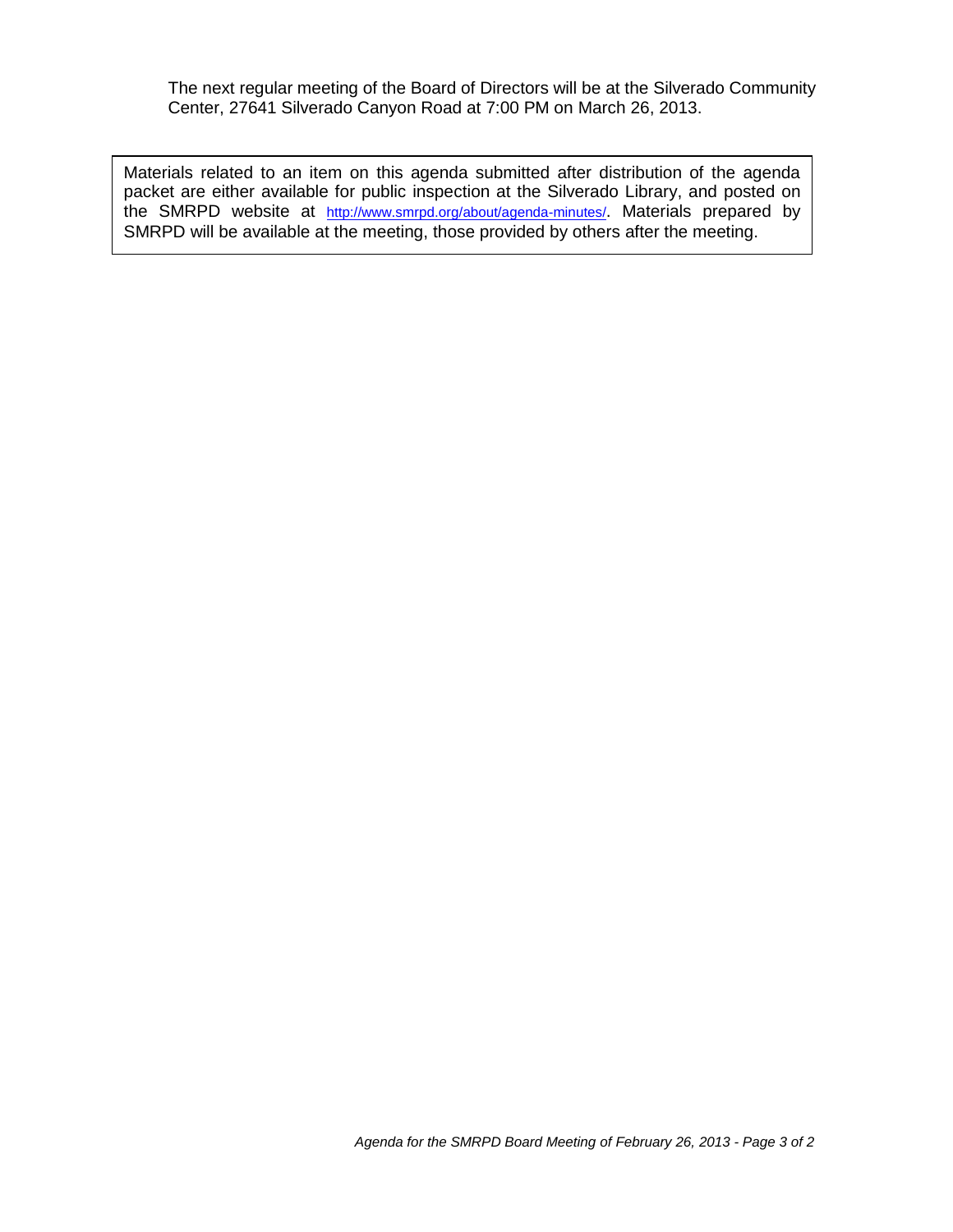The next regular meeting of the Board of Directors will be at the Silverado Community Center, 27641 Silverado Canyon Road at 7:00 PM on March 26, 2013.

Materials related to an item on this agenda submitted after distribution of the agenda packet are either available for public inspection at the Silverado Library, and posted on the SMRPD website at http://www.smrpd.org/about/agenda-minutes/. Materials prepared by SMRPD will be available at the meeting, those provided by others after the meeting.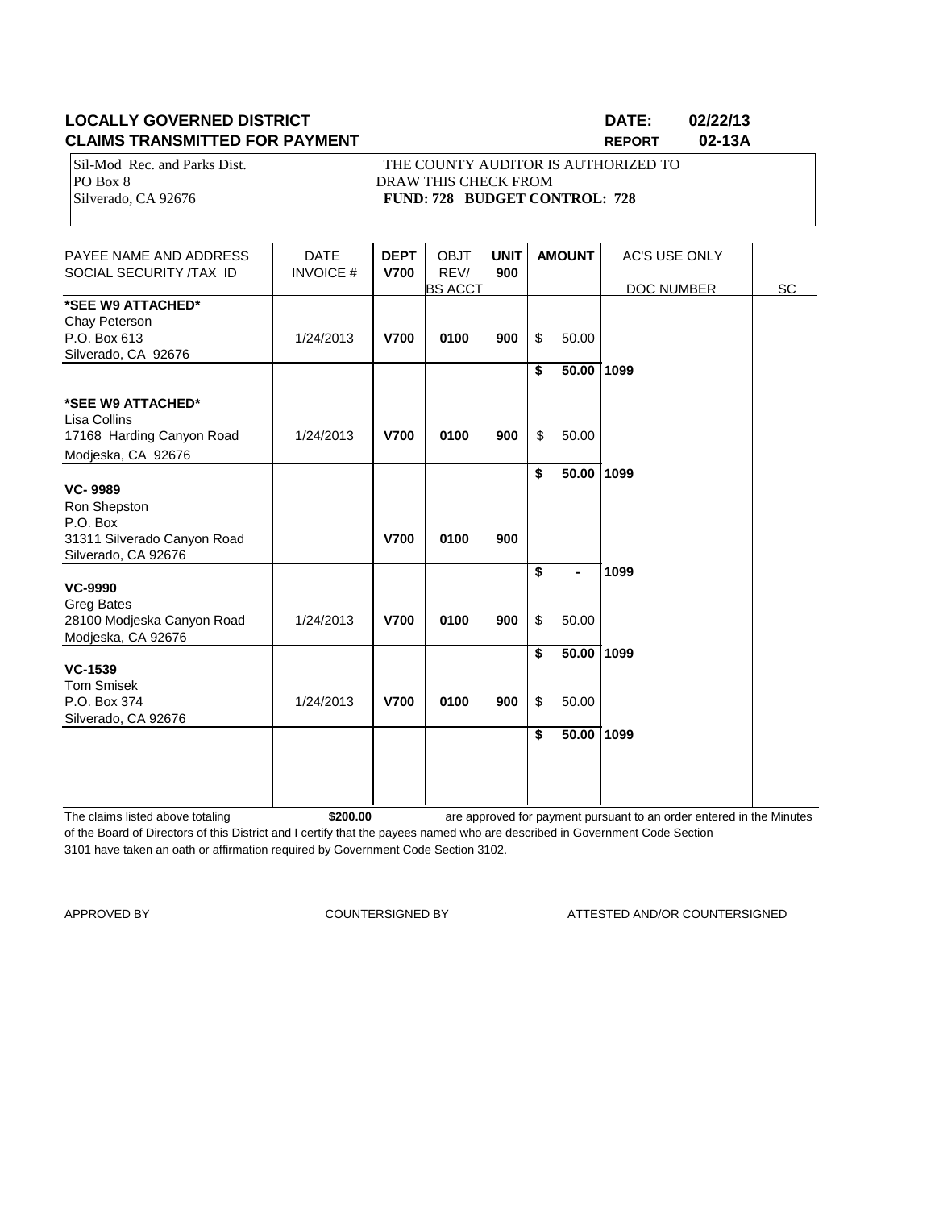**LOCALLY GOVERNED DISTRICT** **DATE: 02/22/13**
**CLAIMS TRANSMITTED FOR PAYMENT** **REPORT 02-13A**

Sil-Mod Rec. and Parks Dist.
PO Box 8
Silverado, CA 92676

THE COUNTY AUDITOR IS AUTHORIZED TO DRAW THIS CHECK FROM
**FUND: 728 BUDGET CONTROL: 728**

| PAYEE NAME AND ADDRESS SOCIAL SECURITY /TAX ID | DATE INVOICE # | DEPT V700 | OBJT REV/ BS ACCT | UNIT 900 | AMOUNT | AC'S USE ONLY DOC NUMBER | SC |
|---|---|---|---|---|---|---|---|
| **\*SEE W9 ATTACHED\*** Chay Peterson P.O. Box 613 Silverado, CA 92676 | 1/24/2013 | **V700** | **0100** | **900** | $ 50.00 | | |
| | | | | | **$ 50.00** | **1099** | |
| **\*SEE W9 ATTACHED\*** Lisa Collins 17168 Harding Canyon Road Modjeska, CA 92676 | 1/24/2013 | **V700** | **0100** | **900** | $ 50.00 | | |
| | | | | | **$ 50.00** | **1099** | |
| **VC- 9989** Ron Shepston P.O. Box 31311 Silverado Canyon Road Silverado, CA 92676 | | **V700** | **0100** | **900** | | | |
| | | | | | **$ -** | **1099** | |
| **VC-9990** Greg Bates 28100 Modjeska Canyon Road Modjeska, CA 92676 | 1/24/2013 | **V700** | **0100** | **900** | $ 50.00 | | |
| | | | | | **$ 50.00** | **1099** | |
| **VC-1539** Tom Smisek P.O. Box 374 Silverado, CA 92676 | 1/24/2013 | **V700** | **0100** | **900** | $ 50.00 | | |
| | | | | | **$ 50.00** | **1099** | |

The claims listed above totaling **$200.00** are approved for payment pursuant to an order entered in the Minutes of the Board of Directors of this District and I certify that the payees named who are described in Government Code Section 3101 have taken an oath or affirmation required by Government Code Section 3102.

\_\_\_\_\_\_\_\_\_\_\_\_\_\_\_\_\_\_\_\_\_\_\_\_\_\_\_\_ \_\_\_\_\_\_\_\_\_\_\_\_\_\_\_\_\_\_\_\_\_\_\_\_\_\_\_\_ \_\_\_\_\_\_\_\_\_\_\_\_\_\_\_\_\_\_\_\_\_\_\_\_\_\_\_\_

APPROVED BY COUNTERSIGNED BY ATTESTED AND/OR COUNTERSIGNED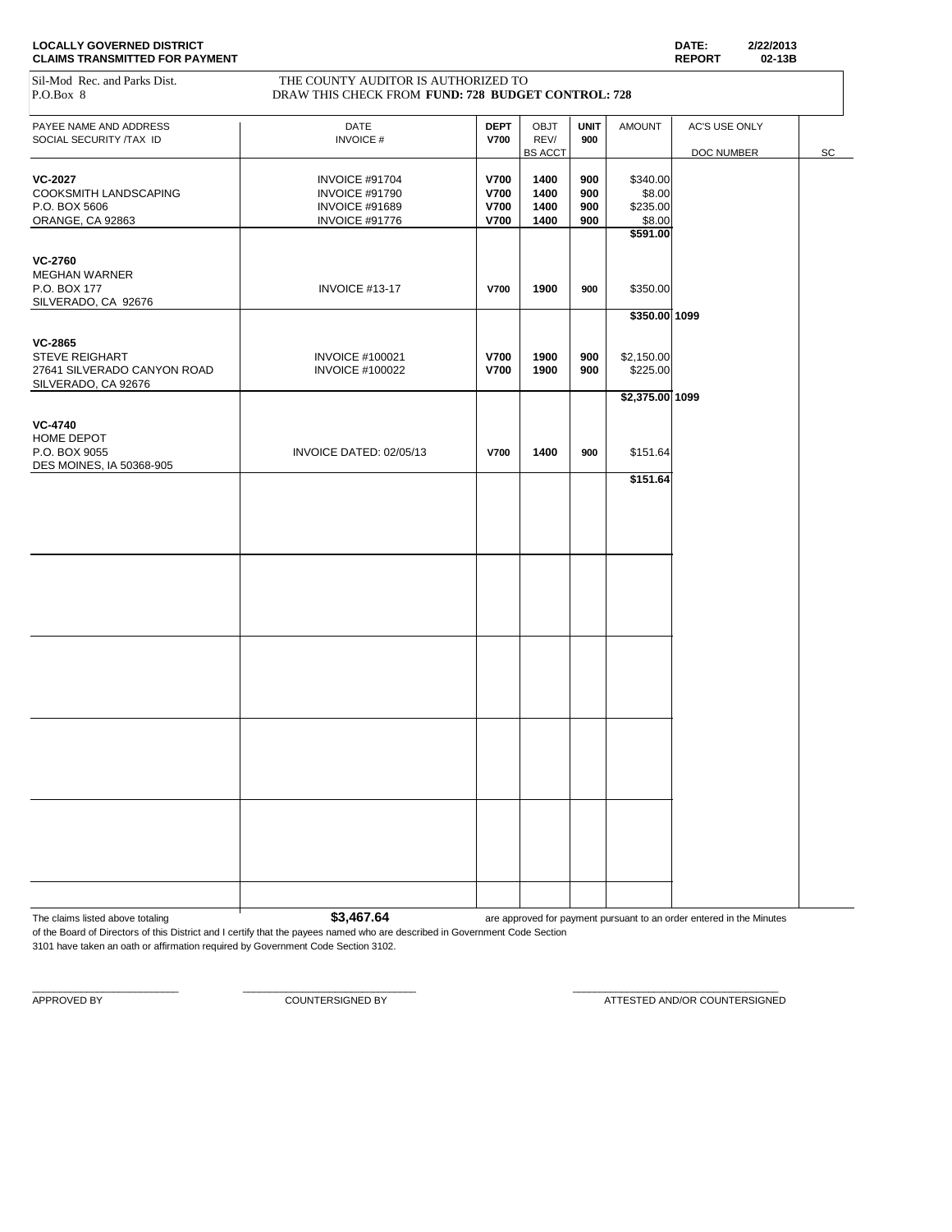**LOCALLY GOVERNED DISTRICT**
**CLAIMS TRANSMITTED FOR PAYMENT**

**DATE:** **2/22/2013**
**REPORT** **02-13B**

Sil-Mod Rec. and Parks Dist.
P.O.Box 8

THE COUNTY AUDITOR IS AUTHORIZED TO
DRAW THIS CHECK FROM **FUND: 728 BUDGET CONTROL: 728**

| PAYEE NAME AND ADDRESS<br>SOCIAL SECURITY /TAX ID | DATE<br>INVOICE # | DEPT<br>V700 | OBJT<br>REV/<br>BS ACCT | UNIT<br>900 | AMOUNT | AC'S USE ONLY<br>DOC NUMBER | SC |
|---|---|---|---|---|---|---|---|
| **VC-2027** | INVOICE #91704 | **V700** | **1400** | **900** | $340.00 | | |
| COOKSMITH LANDSCAPING | INVOICE #91790 | **V700** | **1400** | **900** | $8.00 | | |
| P.O. BOX 5606 | INVOICE #91689 | **V700** | **1400** | **900** | $235.00 | | |
| ORANGE, CA 92863 | INVOICE #91776 | **V700** | **1400** | **900** | $8.00 | | |
| | | | | | **$591.00** | | |
| **VC-2760** | | | | | | | |
| MEGHAN WARNER | | | | | | | |
| P.O. BOX 177 | INVOICE #13-17 | **V700** | **1900** | **900** | $350.00 | | |
| SILVERADO, CA 92676 | | | | | | | |
| | | | | | **$350.00** | **1099** | |
| **VC-2865** | | | | | | | |
| STEVE REIGHART | INVOICE #100021 | **V700** | **1900** | **900** | $2,150.00 | | |
| 27641 SILVERADO CANYON ROAD | INVOICE #100022 | **V700** | **1900** | **900** | $225.00 | | |
| SILVERADO, CA 92676 | | | | | | | |
| | | | | | **$2,375.00** | **1099** | |
| **VC-4740** | | | | | | | |
| HOME DEPOT | | | | | | | |
| P.O. BOX 9055 | INVOICE DATED: 02/05/13 | **V700** | **1400** | **900** | $151.64 | | |
| DES MOINES, IA 50368-905 | | | | | | | |
| | | | | | **$151.64** | | |

The claims listed above totaling **$3,467.64** are approved for payment pursuant to an order entered in the Minutes of the Board of Directors of this District and I certify that the payees named who are described in Government Code Section 3101 have taken an oath or affirmation required by Government Code Section 3102.

\_\_\_\_\_\_\_\_\_\_\_\_\_\_\_\_\_\_\_\_\_\_\_\_ APPROVED BY

\_\_\_\_\_\_\_\_\_\_\_\_\_\_\_\_\_\_\_\_\_\_\_\_ COUNTERSIGNED BY

\_\_\_\_\_\_\_\_\_\_\_\_\_\_\_\_\_\_\_\_\_\_\_\_ ATTESTED AND/OR COUNTERSIGNED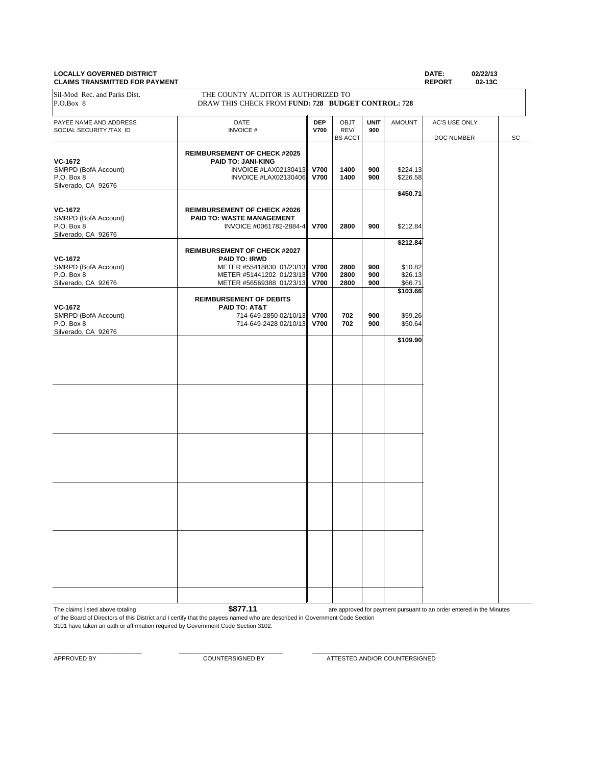**LOCALLY GOVERNED DISTRICT** **DATE:** 02/22/13
**CLAIMS TRANSMITTED FOR PAYMENT** **REPORT** 02-13C

Sil-Mod Rec. and Parks Dist.
P.O.Box 8

THE COUNTY AUDITOR IS AUTHORIZED TO
DRAW THIS CHECK FROM **FUND: 728 BUDGET CONTROL: 728**

| PAYEE NAME AND ADDRESS SOCIAL SECURITY /TAX ID | DATE INVOICE # | DEP V700 | OBJT REV/ BS ACCT | UNIT 900 | AMOUNT | AC'S USE ONLY DOC NUMBER | SC |
|---|---|---|---|---|---|---|---|
| | **REIMBURSEMENT OF CHECK #2025** | | | | | | |
| **VC-1672** | **PAID TO: JANI-KING** | | | | | | |
| SMRPD (BofA Account) | INVOICE #LAX02130413 | **V700** | **1400** | **900** | $224.13 | | |
| P.O. Box 8 | INVOICE #LAX02130406 | **V700** | **1400** | **900** | $226.58 | | |
| Silverado, CA 92676 | | | | | | | |
| | | | | | **$450.71** | | |
| **VC-1672** | **REIMBURSEMENT OF CHECK #2026** | | | | | | |
| SMRPD (BofA Account) | **PAID TO: WASTE MANAGEMENT** | | | | | | |
| P.O. Box 8 | INVOICE #0061782-2884-4 | **V700** | **2800** | **900** | $212.84 | | |
| Silverado, CA 92676 | | | | | | | |
| | | | | | **$212.84** | | |
| | **REIMBURSEMENT OF CHECK #2027** | | | | | | |
| **VC-1672** | **PAID TO: IRWD** | | | | | | |
| SMRPD (BofA Account) | METER #55418830 01/23/13 | **V700** | **2800** | **900** | $10.82 | | |
| P.O. Box 8 | METER #51441202 01/23/13 | **V700** | **2800** | **900** | $26.13 | | |
| Silverado, CA 92676 | METER #56569388 01/23/13 | **V700** | **2800** | **900** | $66.71 | | |
| | | | | | **$103.66** | | |
| | **REIMBURSEMENT OF DEBITS** | | | | | | |
| **VC-1672** | **PAID TO: AT&T** | | | | | | |
| SMRPD (BofA Account) | 714-649-2850 02/10/13 | **V700** | **702** | **900** | $59.26 | | |
| P.O. Box 8 | 714-649-2428 02/10/13 | **V700** | **702** | **900** | $50.64 | | |
| Silverado, CA 92676 | | | | | | | |
| | | | | | **$109.90** | | |

The claims listed above totaling **$877.11** are approved for payment pursuant to an order entered in the Minutes of the Board of Directors of this District and I certify that the payees named who are described in Government Code Section 3101 have taken an oath or affirmation required by Government Code Section 3102.

\_\_\_\_\_\_\_\_\_\_\_\_\_\_\_\_\_\_\_\_\_\_\_\_ APPROVED BY

\_\_\_\_\_\_\_\_\_\_\_\_\_\_\_\_\_\_\_\_\_\_\_\_ COUNTERSIGNED BY

\_\_\_\_\_\_\_\_\_\_\_\_\_\_\_\_\_\_\_\_\_\_\_\_ ATTESTED AND/OR COUNTERSIGNED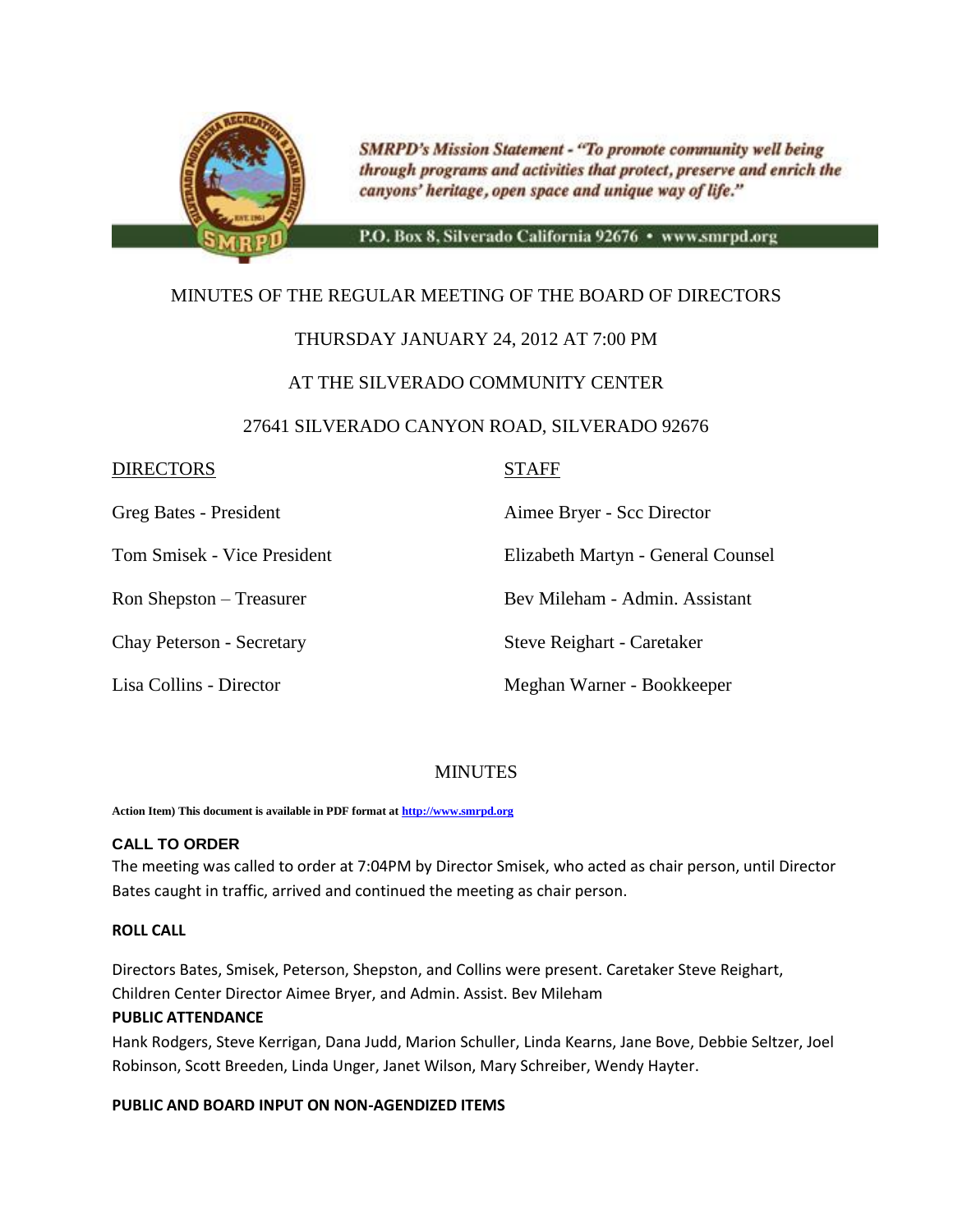SMRPD's Mission Statement - "To promote community well being through programs and activities that protect, preserve and enrich the canyons' heritage, open space and unique way of life."

P.O. Box 8, Silverado California 92676 • www.smrpd.org

MINUTES OF THE REGULAR MEETING OF THE BOARD OF DIRECTORS

THURSDAY JANUARY 24, 2012 AT 7:00 PM

AT THE SILVERADO COMMUNITY CENTER

27641 SILVERADO CANYON ROAD, SILVERADO 92676

| DIRECTORS | STAFF |
|---|---|
| Greg Bates - President | Aimee Bryer - Scc Director |
| Tom Smisek - Vice President | Elizabeth Martyn - General Counsel |
| Ron Shepston – Treasurer | Bev Mileham - Admin. Assistant |
| Chay Peterson - Secretary | Steve Reighart - Caretaker |
| Lisa Collins - Director | Meghan Warner - Bookkeeper |

MINUTES

**Action Item) This document is available in PDF format at http://www.smrpd.org**

**CALL TO ORDER**

The meeting was called to order at 7:04PM by Director Smisek, who acted as chair person, until Director Bates caught in traffic, arrived and continued the meeting as chair person.

**ROLL CALL**

Directors Bates, Smisek, Peterson, Shepston, and Collins were present. Caretaker Steve Reighart, Children Center Director Aimee Bryer, and Admin. Assist. Bev Mileham

**PUBLIC ATTENDANCE**

Hank Rodgers, Steve Kerrigan, Dana Judd, Marion Schuller, Linda Kearns, Jane Bove, Debbie Seltzer, Joel Robinson, Scott Breeden, Linda Unger, Janet Wilson, Mary Schreiber, Wendy Hayter.

**PUBLIC AND BOARD INPUT ON NON-AGENDIZED ITEMS**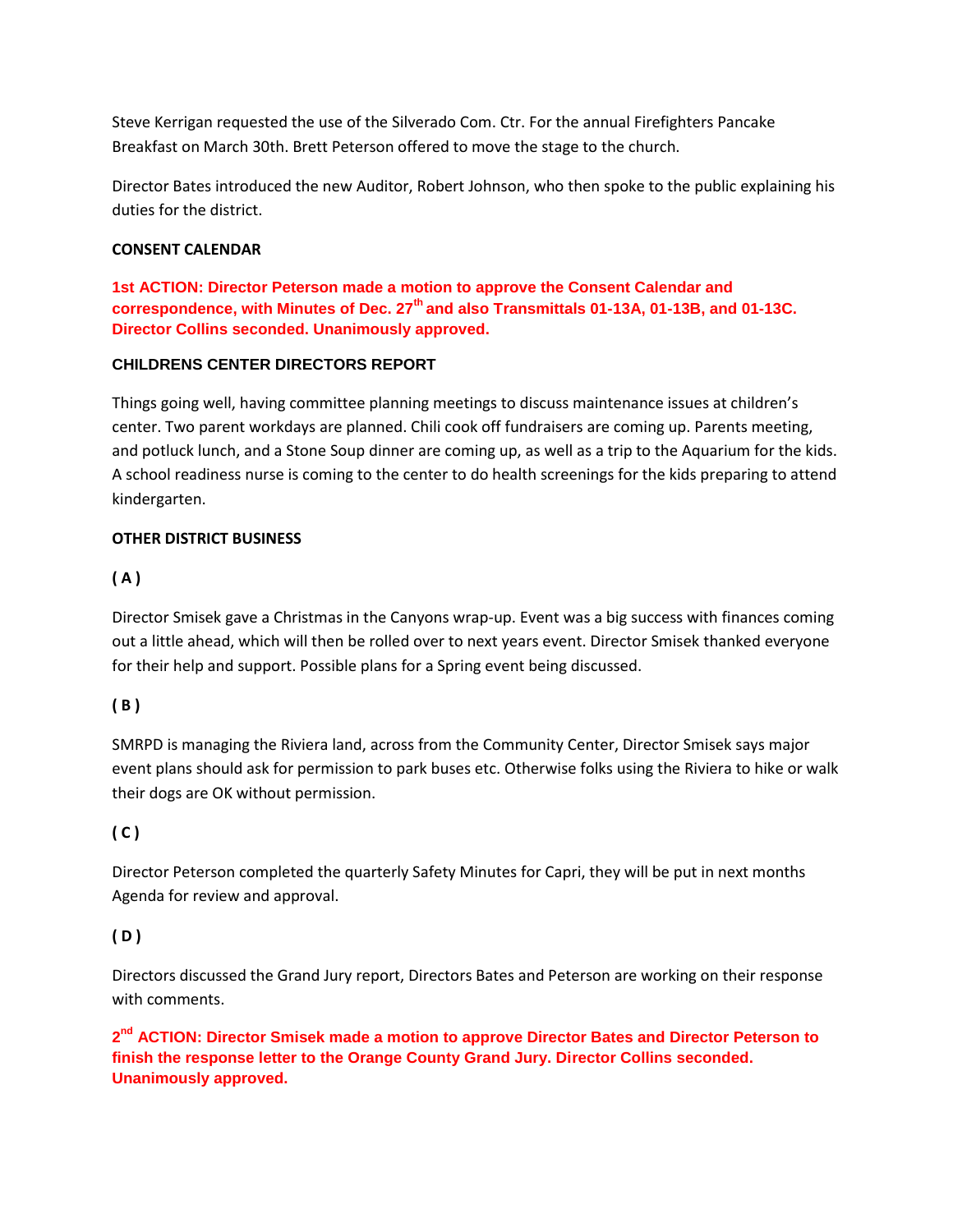Steve Kerrigan requested the use of the Silverado Com. Ctr. For the annual Firefighters Pancake Breakfast on March 30th. Brett Peterson offered to move the stage to the church.

Director Bates introduced the new Auditor, Robert Johnson, who then spoke to the public explaining his duties for the district.

**CONSENT CALENDAR**

**1st ACTION: Director Peterson made a motion to approve the Consent Calendar and correspondence, with Minutes of Dec. 27th and also Transmittals 01-13A, 01-13B, and 01-13C. Director Collins seconded. Unanimously approved.**

**CHILDRENS CENTER DIRECTORS REPORT**

Things going well, having committee planning meetings to discuss maintenance issues at children's center. Two parent workdays are planned. Chili cook off fundraisers are coming up. Parents meeting, and potluck lunch, and a Stone Soup dinner are coming up, as well as a trip to the Aquarium for the kids. A school readiness nurse is coming to the center to do health screenings for the kids preparing to attend kindergarten.

**OTHER DISTRICT BUSINESS**

**( A )**

Director Smisek gave a Christmas in the Canyons wrap-up. Event was a big success with finances coming out a little ahead, which will then be rolled over to next years event. Director Smisek thanked everyone for their help and support. Possible plans for a Spring event being discussed.

**( B )**

SMRPD is managing the Riviera land, across from the Community Center, Director Smisek says major event plans should ask for permission to park buses etc. Otherwise folks using the Riviera to hike or walk their dogs are OK without permission.

**( C )**

Director Peterson completed the quarterly Safety Minutes for Capri, they will be put in next months Agenda for review and approval.

**( D )**

Directors discussed the Grand Jury report, Directors Bates and Peterson are working on their response with comments.

**2nd ACTION: Director Smisek made a motion to approve Director Bates and Director Peterson to finish the response letter to the Orange County Grand Jury. Director Collins seconded. Unanimously approved.**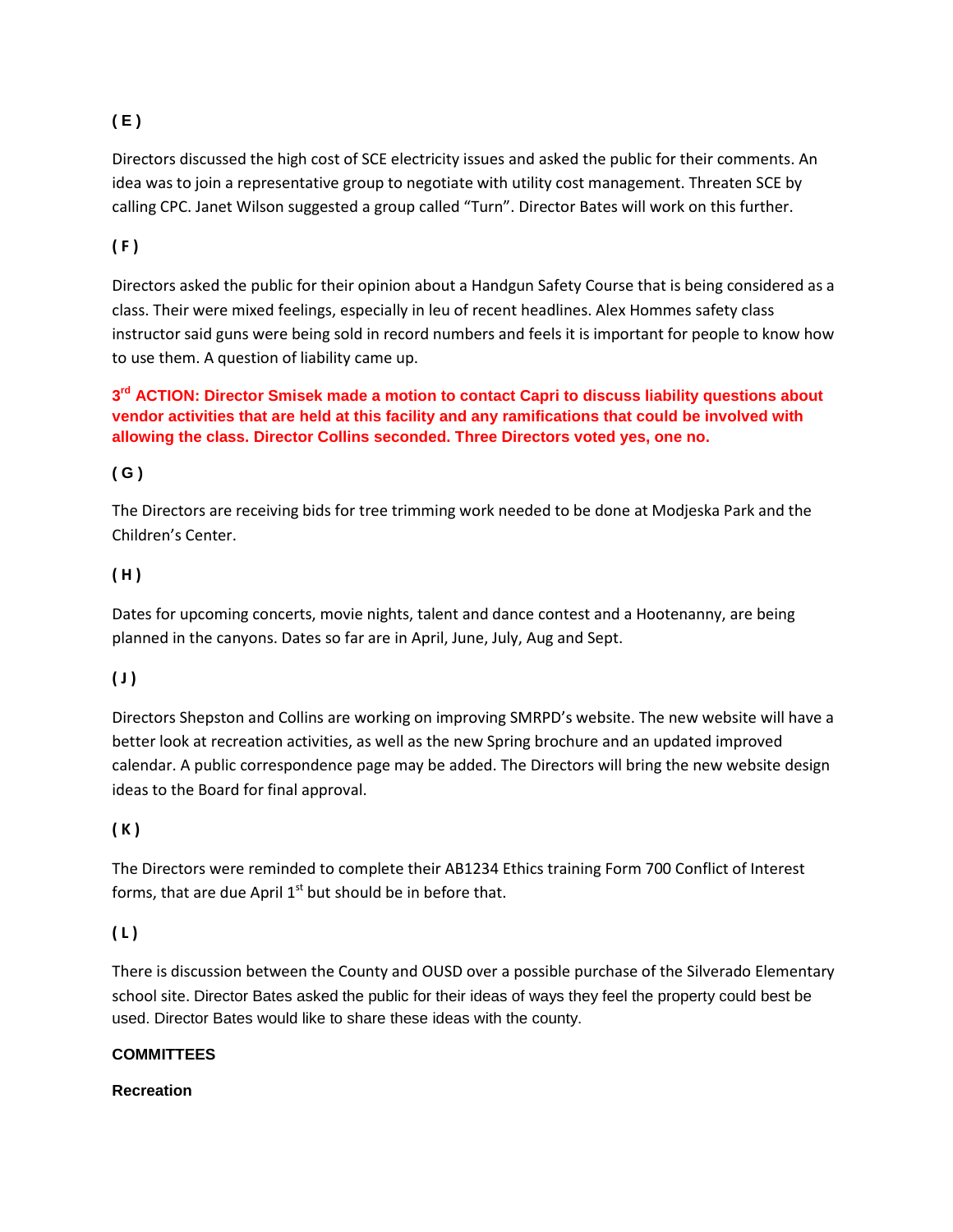**( E )**

Directors discussed the high cost of SCE electricity issues and asked the public for their comments. An idea was to join a representative group to negotiate with utility cost management. Threaten SCE by calling CPC. Janet Wilson suggested a group called "Turn". Director Bates will work on this further.

**( F )**

Directors asked the public for their opinion about a Handgun Safety Course that is being considered as a class. Their were mixed feelings, especially in leu of recent headlines. Alex Hommes safety class instructor said guns were being sold in record numbers and feels it is important for people to know how to use them. A question of liability came up.

**3rd ACTION: Director Smisek made a motion to contact Capri to discuss liability questions about vendor activities that are held at this facility and any ramifications that could be involved with allowing the class. Director Collins seconded. Three Directors voted yes, one no.**

**( G )**

The Directors are receiving bids for tree trimming work needed to be done at Modjeska Park and the Children's Center.

**( H )**

Dates for upcoming concerts, movie nights, talent and dance contest and a Hootenanny, are being planned in the canyons. Dates so far are in April, June, July, Aug and Sept.

**( J )**

Directors Shepston and Collins are working on improving SMRPD's website. The new website will have a better look at recreation activities, as well as the new Spring brochure and an updated improved calendar. A public correspondence page may be added. The Directors will bring the new website design ideas to the Board for final approval.

**( K )**

The Directors were reminded to complete their AB1234 Ethics training Form 700 Conflict of Interest forms, that are due April 1st but should be in before that.

**( L )**

There is discussion between the County and OUSD over a possible purchase of the Silverado Elementary school site. Director Bates asked the public for their ideas of ways they feel the property could best be used. Director Bates would like to share these ideas with the county.

**COMMITTEES**

**Recreation**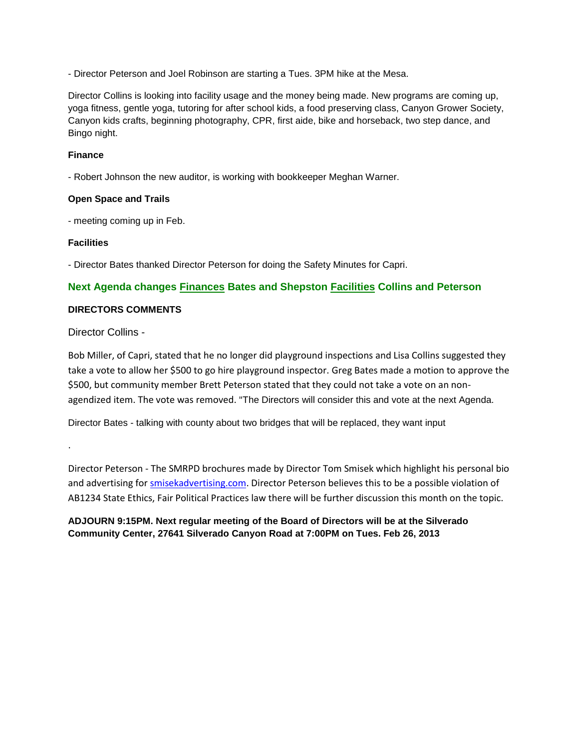- Director Peterson and Joel Robinson are starting a Tues. 3PM hike at the Mesa.

Director Collins is looking into facility usage and the money being made. New programs are coming up, yoga fitness, gentle yoga, tutoring for after school kids, a food preserving class, Canyon Grower Society, Canyon kids crafts, beginning photography, CPR, first aide, bike and horseback, two step dance, and Bingo night.

**Finance**

- Robert Johnson the new auditor, is working with bookkeeper Meghan Warner.

**Open Space and Trails**

- meeting coming up in Feb.

**Facilities**

- Director Bates thanked Director Peterson for doing the Safety Minutes for Capri.

**Next Agenda changes <u>Finances</u> Bates and Shepston <u>Facilities</u> Collins and Peterson**

**DIRECTORS COMMENTS**

Director Collins -

Bob Miller, of Capri, stated that he no longer did playground inspections and Lisa Collins suggested they take a vote to allow her $500 to go hire playground inspector. Greg Bates made a motion to approve the $500, but community member Brett Peterson stated that they could not take a vote on an non-agendized item. The vote was removed. "The Directors will consider this and vote at the next Agenda.

Director Bates - talking with county about two bridges that will be replaced, they want input

.

Director Peterson - The SMRPD brochures made by Director Tom Smisek which highlight his personal bio and advertising for smisekadvertising.com. Director Peterson believes this to be a possible violation of AB1234 State Ethics, Fair Political Practices law there will be further discussion this month on the topic.

**ADJOURN 9:15PM. Next regular meeting of the Board of Directors will be at the Silverado Community Center, 27641 Silverado Canyon Road at 7:00PM on Tues. Feb 26, 2013**